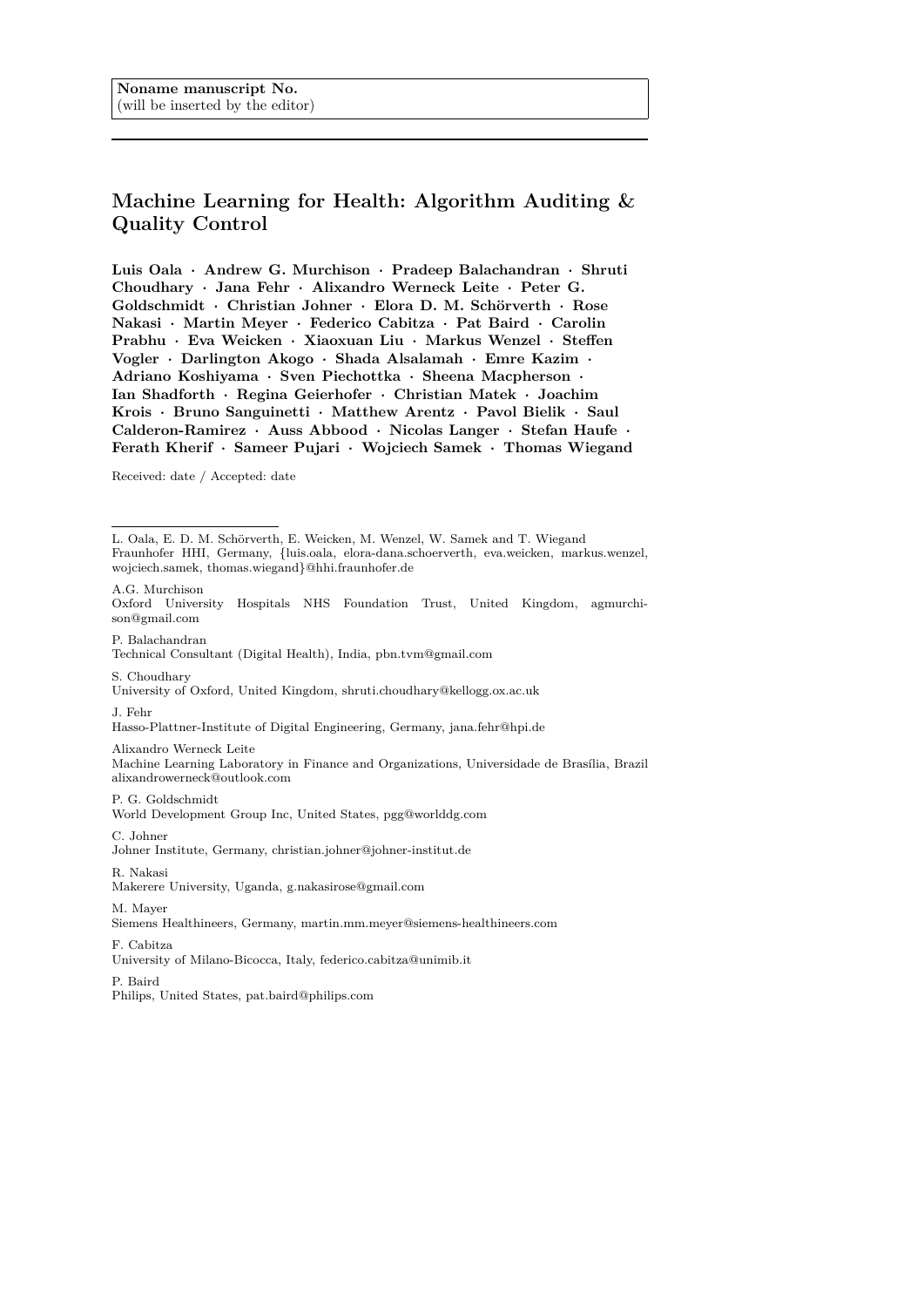**Noname manuscript No.**
(will be inserted by the editor)

# Machine Learning for Health: Algorithm Auditing & Quality Control

**Luis Oala · Andrew G. Murchison · Pradeep Balachandran · Shruti Choudhary · Jana Fehr · Alixandro Werneck Leite · Peter G. Goldschmidt · Christian Johner · Elora D. M. Schörverth · Rose Nakasi · Martin Meyer · Federico Cabitza · Pat Baird · Carolin Prabhu · Eva Weicken · Xiaoxuan Liu · Markus Wenzel · Steffen Vogler · Darlington Akogo · Shada Alsalamah · Emre Kazim · Adriano Koshiyama · Sven Piechottka · Sheena Macpherson · Ian Shadforth · Regina Geierhofer · Christian Matek · Joachim Krois · Bruno Sanguinetti · Matthew Arentz · Pavol Bielik · Saul Calderon-Ramirez · Auss Abbood · Nicolas Langer · Stefan Haufe · Ferath Kherif · Sameer Pujari · Wojciech Samek · Thomas Wiegand**

Received: date / Accepted: date

---

L. Oala, E. D. M. Schörverth, E. Weicken, M. Wenzel, W. Samek and T. Wiegand
Fraunhofer HHI, Germany, {luis.oala, elora-dana.schoerverth, eva.weicken, markus.wenzel, wojciech.samek, thomas.wiegand}@hhi.fraunhofer.de

A.G. Murchison
Oxford University Hospitals NHS Foundation Trust, United Kingdom, agmurchison@gmail.com

P. Balachandran
Technical Consultant (Digital Health), India, pbn.tvm@gmail.com

S. Choudhary
University of Oxford, United Kingdom, shruti.choudhary@kellogg.ox.ac.uk

J. Fehr
Hasso-Plattner-Institute of Digital Engineering, Germany, jana.fehr@hpi.de

Alixandro Werneck Leite
Machine Learning Laboratory in Finance and Organizations, Universidade de Brasília, Brazil alixandrowerneck@outlook.com

P. G. Goldschmidt
World Development Group Inc, United States, pgg@worlddg.com

C. Johner
Johner Institute, Germany, christian.johner@johner-institut.de

R. Nakasi
Makerere University, Uganda, g.nakasirose@gmail.com

M. Mayer
Siemens Healthineers, Germany, martin.mm.meyer@siemens-healthineers.com

F. Cabitza
University of Milano-Bicocca, Italy, federico.cabitza@unimib.it

P. Baird
Philips, United States, pat.baird@philips.com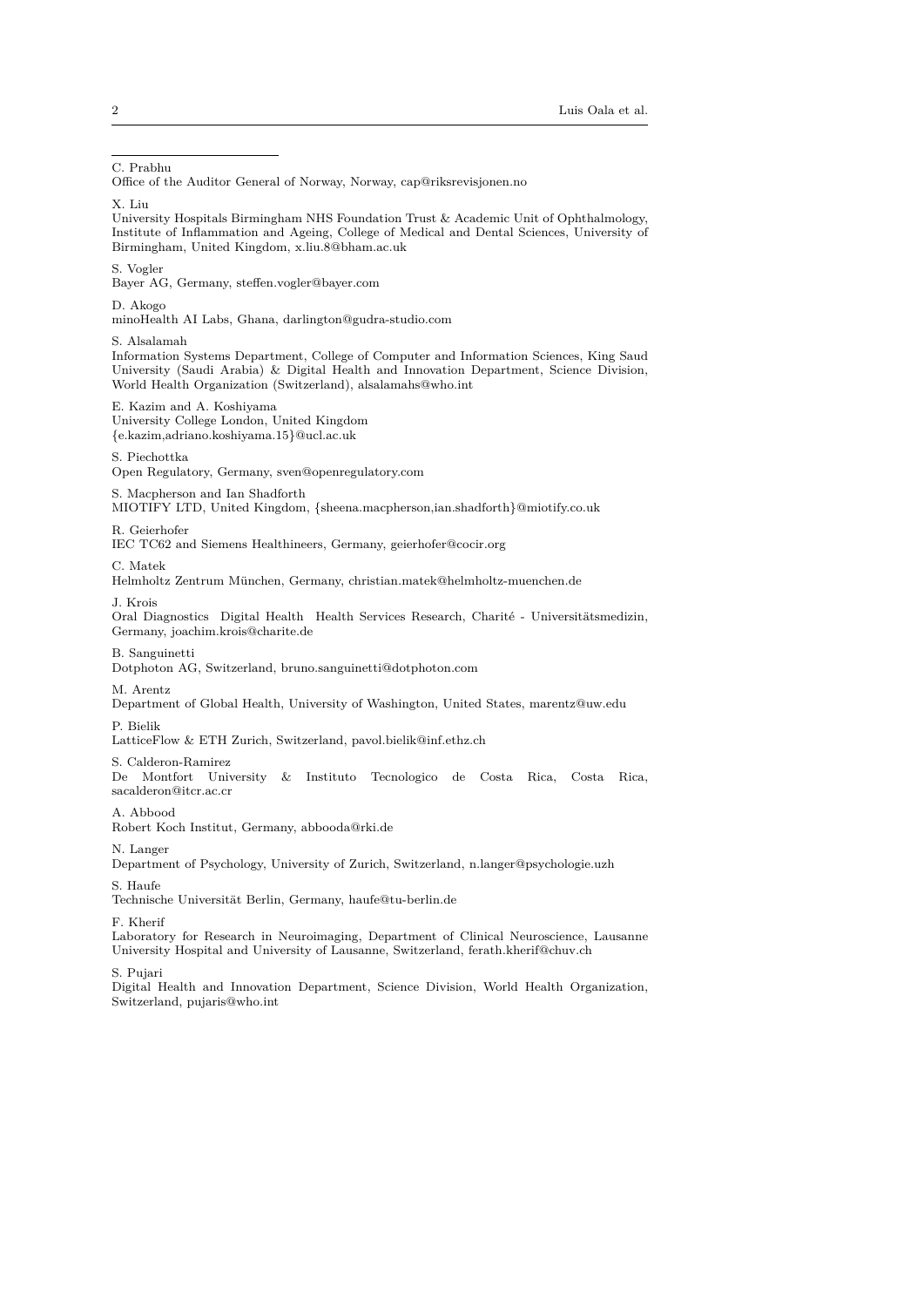C. Prabhu
Office of the Auditor General of Norway, Norway, cap@riksrevisjonen.no

X. Liu
University Hospitals Birmingham NHS Foundation Trust & Academic Unit of Ophthalmology, Institute of Inflammation and Ageing, College of Medical and Dental Sciences, University of Birmingham, United Kingdom, x.liu.8@bham.ac.uk

S. Vogler
Bayer AG, Germany, steffen.vogler@bayer.com

D. Akogo
minoHealth AI Labs, Ghana, darlington@gudra-studio.com

S. Alsalamah
Information Systems Department, College of Computer and Information Sciences, King Saud University (Saudi Arabia) & Digital Health and Innovation Department, Science Division, World Health Organization (Switzerland), alsalamahs@who.int

E. Kazim and A. Koshiyama
University College London, United Kingdom
{e.kazim,adriano.koshiyama.15}@ucl.ac.uk

S. Piechottka
Open Regulatory, Germany, sven@openregulatory.com

S. Macpherson and Ian Shadforth
MIOTIFY LTD, United Kingdom, {sheena.macpherson,ian.shadforth}@miotify.co.uk

R. Geierhofer
IEC TC62 and Siemens Healthineers, Germany, geierhofer@cocir.org

C. Matek
Helmholtz Zentrum München, Germany, christian.matek@helmholtz-muenchen.de

J. Krois
Oral Diagnostics Digital Health Health Services Research, Charité - Universitätsmedizin, Germany, joachim.krois@charite.de

B. Sanguinetti
Dotphoton AG, Switzerland, bruno.sanguinetti@dotphoton.com

M. Arentz
Department of Global Health, University of Washington, United States, marentz@uw.edu

P. Bielik
LatticeFlow & ETH Zurich, Switzerland, pavol.bielik@inf.ethz.ch

S. Calderon-Ramirez
De Montfort University & Instituto Tecnologico de Costa Rica, Costa Rica, sacalderon@itcr.ac.cr

A. Abbood
Robert Koch Institut, Germany, abbooda@rki.de

N. Langer
Department of Psychology, University of Zurich, Switzerland, n.langer@psychologie.uzh

S. Haufe
Technische Universität Berlin, Germany, haufe@tu-berlin.de

F. Kherif
Laboratory for Research in Neuroimaging, Department of Clinical Neuroscience, Lausanne University Hospital and University of Lausanne, Switzerland, ferath.kherif@chuv.ch

S. Pujari
Digital Health and Innovation Department, Science Division, World Health Organization, Switzerland, pujaris@who.int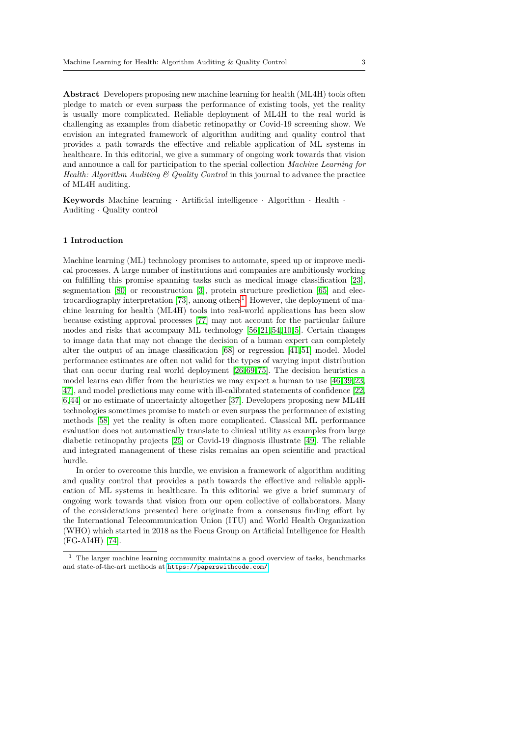**Abstract** Developers proposing new machine learning for health (ML4H) tools often pledge to match or even surpass the performance of existing tools, yet the reality is usually more complicated. Reliable deployment of ML4H to the real world is challenging as examples from diabetic retinopathy or Covid-19 screening show. We envision an integrated framework of algorithm auditing and quality control that provides a path towards the effective and reliable application of ML systems in healthcare. In this editorial, we give a summary of ongoing work towards that vision and announce a call for participation to the special collection *Machine Learning for Health: Algorithm Auditing & Quality Control* in this journal to advance the practice of ML4H auditing.

**Keywords** Machine learning · Artificial intelligence · Algorithm · Health · Auditing · Quality control

## 1 Introduction

Machine learning (ML) technology promises to automate, speed up or improve medical processes. A large number of institutions and companies are ambitiously working on fulfilling this promise spanning tasks such as medical image classification [23], segmentation [80] or reconstruction [3], protein structure prediction [65] and electrocardiography interpretation [73], among others[1]. However, the deployment of machine learning for health (ML4H) tools into real-world applications has been slow because existing approval processes [77] may not account for the particular failure modes and risks that accompany ML technology [56,21,54,10,5]. Certain changes to image data that may not change the decision of a human expert can completely alter the output of an image classification [68] or regression [41,51] model. Model performance estimates are often not valid for the types of varying input distribution that can occur during real world deployment [26,69,75]. The decision heuristics a model learns can differ from the heuristics we may expect a human to use [46,39,23,47], and model predictions may come with ill-calibrated statements of confidence [22,6,44] or no estimate of uncertainty altogether [37]. Developers proposing new ML4H technologies sometimes promise to match or even surpass the performance of existing methods [58] yet the reality is often more complicated. Classical ML performance evaluation does not automatically translate to clinical utility as examples from large diabetic retinopathy projects [25] or Covid-19 diagnosis illustrate [49]. The reliable and integrated management of these risks remains an open scientific and practical hurdle.

In order to overcome this hurdle, we envision a framework of algorithm auditing and quality control that provides a path towards the effective and reliable application of ML systems in healthcare. In this editorial we give a brief summary of ongoing work towards that vision from our open collective of collaborators. Many of the considerations presented here originate from a consensus finding effort by the International Telecommunication Union (ITU) and World Health Organization (WHO) which started in 2018 as the Focus Group on Artificial Intelligence for Health (FG-AI4H) [74].

[1] The larger machine learning community maintains a good overview of tasks, benchmarks and state-of-the-art methods at https://paperswithcode.com/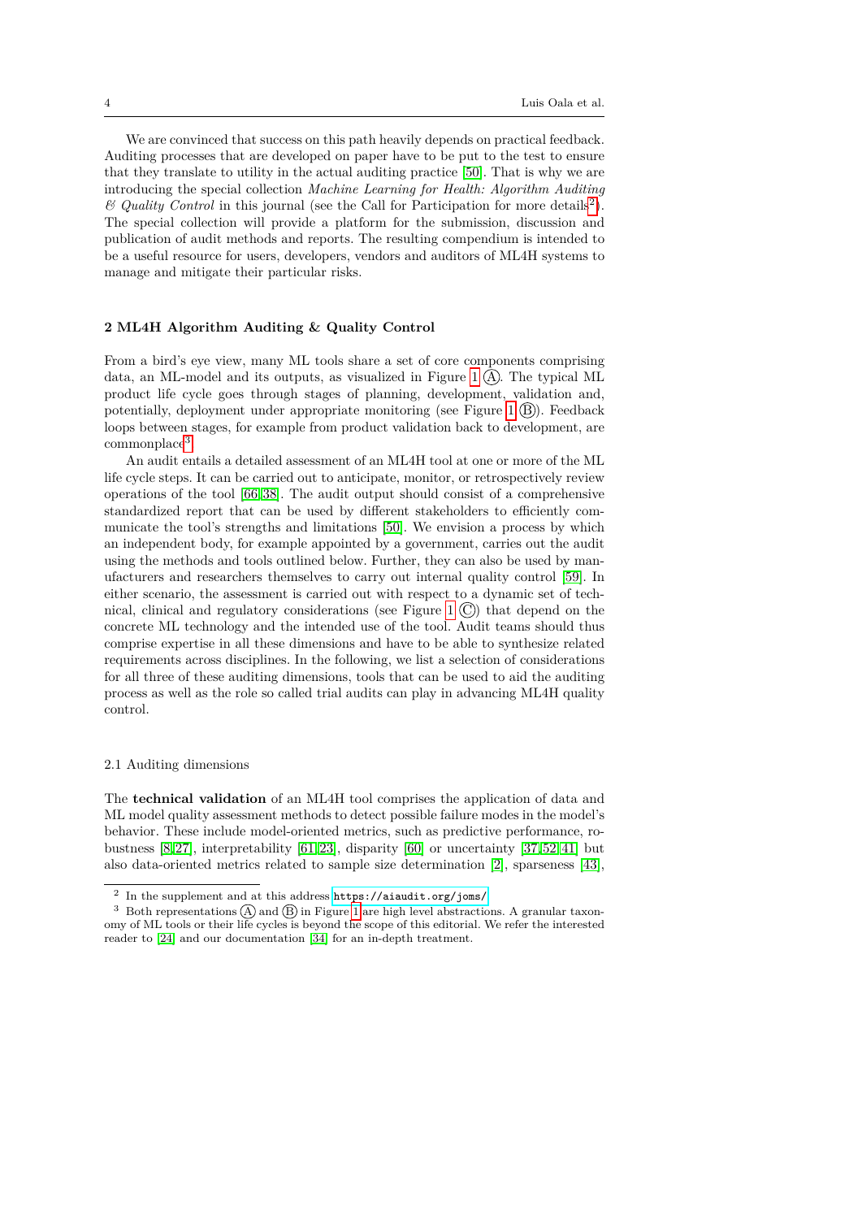We are convinced that success on this path heavily depends on practical feedback. Auditing processes that are developed on paper have to be put to the test to ensure that they translate to utility in the actual auditing practice [50]. That is why we are introducing the special collection *Machine Learning for Health: Algorithm Auditing & Quality Control* in this journal (see the Call for Participation for more details[2]). The special collection will provide a platform for the submission, discussion and publication of audit methods and reports. The resulting compendium is intended to be a useful resource for users, developers, vendors and auditors of ML4H systems to manage and mitigate their particular risks.

## 2 ML4H Algorithm Auditing & Quality Control

From a bird's eye view, many ML tools share a set of core components comprising data, an ML-model and its outputs, as visualized in Figure 1 Ⓐ. The typical ML product life cycle goes through stages of planning, development, validation and, potentially, deployment under appropriate monitoring (see Figure 1 Ⓑ). Feedback loops between stages, for example from product validation back to development, are commonplace[3].

An audit entails a detailed assessment of an ML4H tool at one or more of the ML life cycle steps. It can be carried out to anticipate, monitor, or retrospectively review operations of the tool [66,38]. The audit output should consist of a comprehensive standardized report that can be used by different stakeholders to efficiently communicate the tool's strengths and limitations [50]. We envision a process by which an independent body, for example appointed by a government, carries out the audit using the methods and tools outlined below. Further, they can also be used by manufacturers and researchers themselves to carry out internal quality control [59]. In either scenario, the assessment is carried out with respect to a dynamic set of technical, clinical and regulatory considerations (see Figure 1 Ⓒ) that depend on the concrete ML technology and the intended use of the tool. Audit teams should thus comprise expertise in all these dimensions and have to be able to synthesize related requirements across disciplines. In the following, we list a selection of considerations for all three of these auditing dimensions, tools that can be used to aid the auditing process as well as the role so called trial audits can play in advancing ML4H quality control.

### 2.1 Auditing dimensions

The **technical validation** of an ML4H tool comprises the application of data and ML model quality assessment methods to detect possible failure modes in the model's behavior. These include model-oriented metrics, such as predictive performance, robustness [8,27], interpretability [61,23], disparity [60] or uncertainty [37,52,41] but also data-oriented metrics related to sample size determination [2], sparseness [43],

---

[2] In the supplement and at this address https://aiaudit.org/joms/

[3] Both representations Ⓐ and Ⓑ in Figure 1 are high level abstractions. A granular taxonomy of ML tools or their life cycles is beyond the scope of this editorial. We refer the interested reader to [24] and our documentation [34] for an in-depth treatment.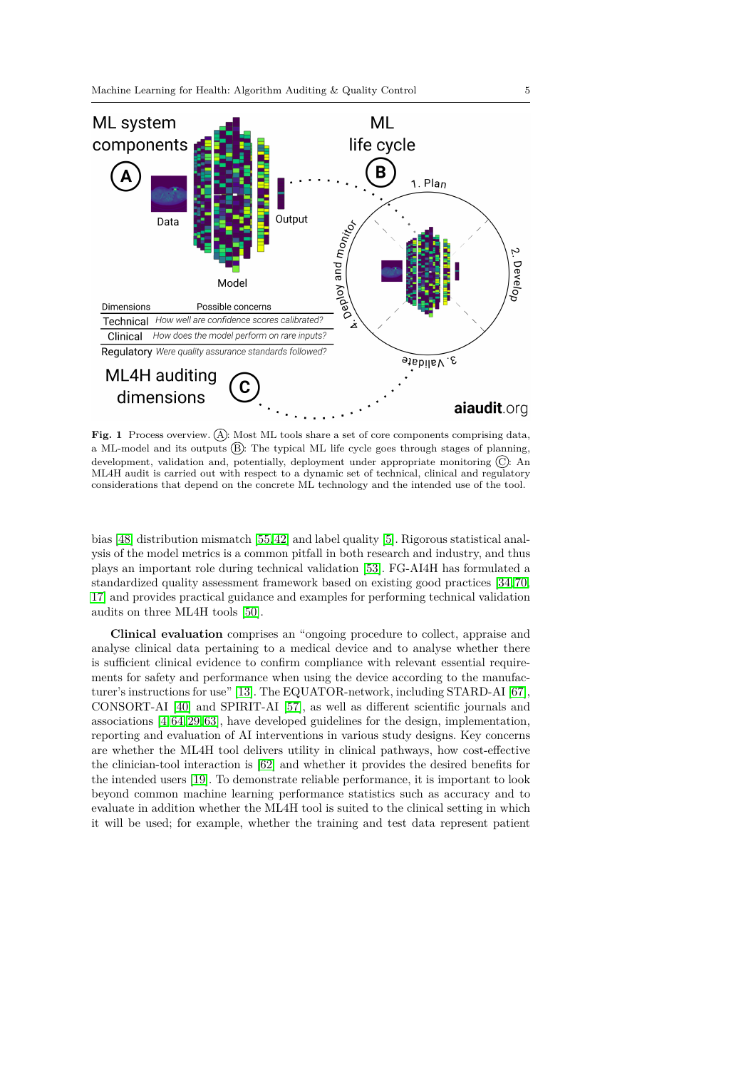| Dimensions | Possible concerns |
| --- | --- |
| Technical | *How well are confidence scores calibrated?* |
| Clinical | *How does the model perform on rare inputs?* |
| Regulatory | *Were quality assurance standards followed?* |

**Fig. 1** Process overview. Ⓐ: Most ML tools share a set of core components comprising data, a ML-model and its outputs Ⓑ: The typical ML life cycle goes through stages of planning, development, validation and, potentially, deployment under appropriate monitoring Ⓒ: An ML4H audit is carried out with respect to a dynamic set of technical, clinical and regulatory considerations that depend on the concrete ML technology and the intended use of the tool.

bias [48] distribution mismatch [55,42] and label quality [5]. Rigorous statistical analysis of the model metrics is a common pitfall in both research and industry, and thus plays an important role during technical validation [53]. FG-AI4H has formulated a standardized quality assessment framework based on existing good practices [34,70, 17] and provides practical guidance and examples for performing technical validation audits on three ML4H tools [50].

**Clinical evaluation** comprises an "ongoing procedure to collect, appraise and analyse clinical data pertaining to a medical device and to analyse whether there is sufficient clinical evidence to confirm compliance with relevant essential requirements for safety and performance when using the device according to the manufacturer's instructions for use" [13]. The EQUATOR-network, including STARD-AI [67], CONSORT-AI [40] and SPIRIT-AI [57], as well as different scientific journals and associations [4,64,29,63], have developed guidelines for the design, implementation, reporting and evaluation of AI interventions in various study designs. Key concerns are whether the ML4H tool delivers utility in clinical pathways, how cost-effective the clinician-tool interaction is [62] and whether it provides the desired benefits for the intended users [19]. To demonstrate reliable performance, it is important to look beyond common machine learning performance statistics such as accuracy and to evaluate in addition whether the ML4H tool is suited to the clinical setting in which it will be used; for example, whether the training and test data represent patient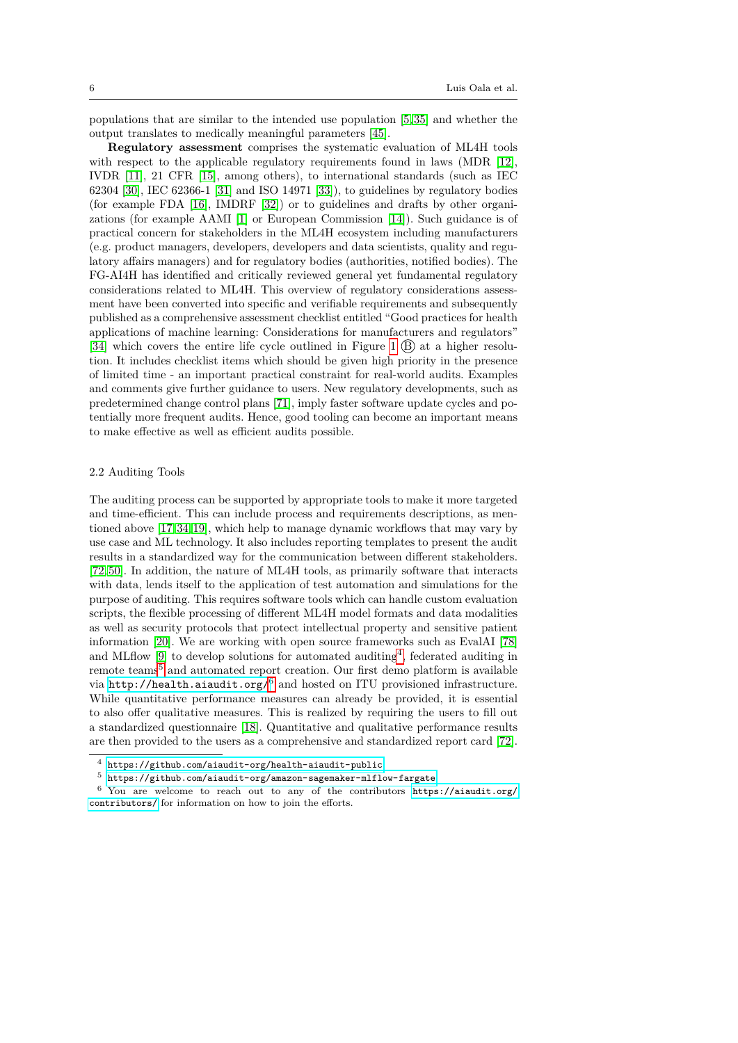populations that are similar to the intended use population [5,35] and whether the output translates to medically meaningful parameters [45].

**Regulatory assessment** comprises the systematic evaluation of ML4H tools with respect to the applicable regulatory requirements found in laws (MDR [12], IVDR [11], 21 CFR [15], among others), to international standards (such as IEC 62304 [30], IEC 62366-1 [31] and ISO 14971 [33]), to guidelines by regulatory bodies (for example FDA [16], IMDRF [32]) or to guidelines and drafts by other organizations (for example AAMI [1] or European Commission [14]). Such guidance is of practical concern for stakeholders in the ML4H ecosystem including manufacturers (e.g. product managers, developers, developers and data scientists, quality and regulatory affairs managers) and for regulatory bodies (authorities, notified bodies). The FG-AI4H has identified and critically reviewed general yet fundamental regulatory considerations related to ML4H. This overview of regulatory considerations assessment have been converted into specific and verifiable requirements and subsequently published as a comprehensive assessment checklist entitled "Good practices for health applications of machine learning: Considerations for manufacturers and regulators" [34] which covers the entire life cycle outlined in Figure 1 Ⓑ at a higher resolution. It includes checklist items which should be given high priority in the presence of limited time - an important practical constraint for real-world audits. Examples and comments give further guidance to users. New regulatory developments, such as predetermined change control plans [71], imply faster software update cycles and potentially more frequent audits. Hence, good tooling can become an important means to make effective as well as efficient audits possible.

### 2.2 Auditing Tools

The auditing process can be supported by appropriate tools to make it more targeted and time-efficient. This can include process and requirements descriptions, as mentioned above [17,34,19], which help to manage dynamic workflows that may vary by use case and ML technology. It also includes reporting templates to present the audit results in a standardized way for the communication between different stakeholders. [72,50]. In addition, the nature of ML4H tools, as primarily software that interacts with data, lends itself to the application of test automation and simulations for the purpose of auditing. This requires software tools which can handle custom evaluation scripts, the flexible processing of different ML4H model formats and data modalities as well as security protocols that protect intellectual property and sensitive patient information [20]. We are working with open source frameworks such as EvalAI [78] and MLflow [9] to develop solutions for automated auditing[4], federated auditing in remote teams[5] and automated report creation. Our first demo platform is available via `http://health.aiaudit.org/`[6] and hosted on ITU provisioned infrastructure. While quantitative performance measures can already be provided, it is essential to also offer qualitative measures. This is realized by requiring the users to fill out a standardized questionnaire [18]. Quantitative and qualitative performance results are then provided to the users as a comprehensive and standardized report card [72].

[4] `https://github.com/aiaudit-org/health-aiaudit-public`

[5] `https://github.com/aiaudit-org/amazon-sagemaker-mlflow-fargate`

[6] You are welcome to reach out to any of the contributors `https://aiaudit.org/contributors/` for information on how to join the efforts.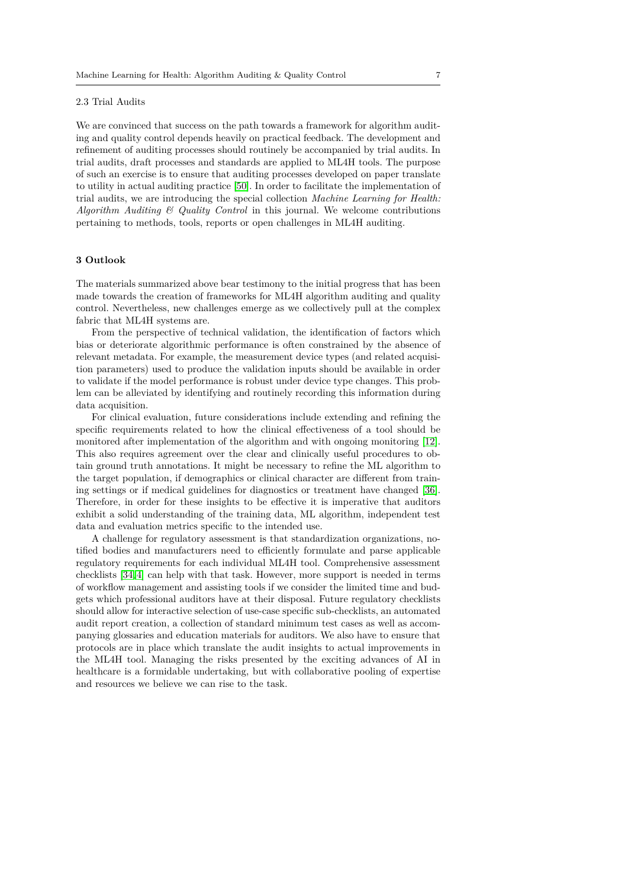### 2.3 Trial Audits

We are convinced that success on the path towards a framework for algorithm auditing and quality control depends heavily on practical feedback. The development and refinement of auditing processes should routinely be accompanied by trial audits. In trial audits, draft processes and standards are applied to ML4H tools. The purpose of such an exercise is to ensure that auditing processes developed on paper translate to utility in actual auditing practice [50]. In order to facilitate the implementation of trial audits, we are introducing the special collection *Machine Learning for Health: Algorithm Auditing & Quality Control* in this journal. We welcome contributions pertaining to methods, tools, reports or open challenges in ML4H auditing.

## 3 Outlook

The materials summarized above bear testimony to the initial progress that has been made towards the creation of frameworks for ML4H algorithm auditing and quality control. Nevertheless, new challenges emerge as we collectively pull at the complex fabric that ML4H systems are.

From the perspective of technical validation, the identification of factors which bias or deteriorate algorithmic performance is often constrained by the absence of relevant metadata. For example, the measurement device types (and related acquisition parameters) used to produce the validation inputs should be available in order to validate if the model performance is robust under device type changes. This problem can be alleviated by identifying and routinely recording this information during data acquisition.

For clinical evaluation, future considerations include extending and refining the specific requirements related to how the clinical effectiveness of a tool should be monitored after implementation of the algorithm and with ongoing monitoring [12]. This also requires agreement over the clear and clinically useful procedures to obtain ground truth annotations. It might be necessary to refine the ML algorithm to the target population, if demographics or clinical character are different from training settings or if medical guidelines for diagnostics or treatment have changed [36]. Therefore, in order for these insights to be effective it is imperative that auditors exhibit a solid understanding of the training data, ML algorithm, independent test data and evaluation metrics specific to the intended use.

A challenge for regulatory assessment is that standardization organizations, notified bodies and manufacturers need to efficiently formulate and parse applicable regulatory requirements for each individual ML4H tool. Comprehensive assessment checklists [34,4] can help with that task. However, more support is needed in terms of workflow management and assisting tools if we consider the limited time and budgets which professional auditors have at their disposal. Future regulatory checklists should allow for interactive selection of use-case specific sub-checklists, an automated audit report creation, a collection of standard minimum test cases as well as accompanying glossaries and education materials for auditors. We also have to ensure that protocols are in place which translate the audit insights to actual improvements in the ML4H tool. Managing the risks presented by the exciting advances of AI in healthcare is a formidable undertaking, but with collaborative pooling of expertise and resources we believe we can rise to the task.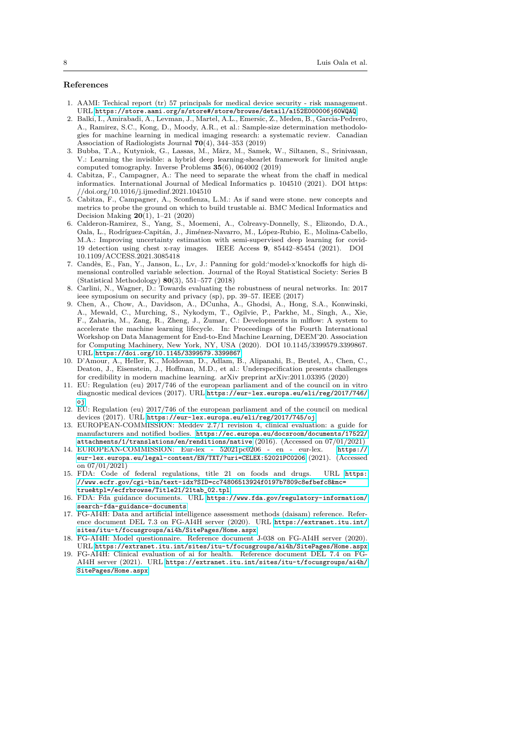## References

1. AAMI: Techical report (tr) 57 principals for medical device security - risk management. URL https://store.aami.org/s/store#/store/browse/detail/a152E000006j60WQAQ
2. Balki, I., Amirabadi, A., Levman, J., Martel, A.L., Emersic, Z., Meden, B., Garcia-Pedrero, A., Ramirez, S.C., Kong, D., Moody, A.R., et al.: Sample-size determination methodologies for machine learning in medical imaging research: a systematic review. Canadian Association of Radiologists Journal **70**(4), 344–353 (2019)
3. Bubba, T.A., Kutyniok, G., Lassas, M., März, M., Samek, W., Siltanen, S., Srinivasan, V.: Learning the invisible: a hybrid deep learning-shearlet framework for limited angle computed tomography. Inverse Problems **35**(6), 064002 (2019)
4. Cabitza, F., Campagner, A.: The need to separate the wheat from the chaff in medical informatics. International Journal of Medical Informatics p. 104510 (2021). DOI https://doi.org/10.1016/j.ijmedinf.2021.104510
5. Cabitza, F., Campagner, A., Sconfienza, L.M.: As if sand were stone. new concepts and metrics to probe the ground on which to build trustable ai. BMC Medical Informatics and Decision Making **20**(1), 1–21 (2020)
6. Calderon-Ramirez, S., Yang, S., Moemeni, A., Colreavy-Donnelly, S., Elizondo, D.A., Oala, L., Rodríguez-Capitán, J., Jiménez-Navarro, M., López-Rubio, E., Molina-Cabello, M.A.: Improving uncertainty estimation with semi-supervised deep learning for covid-19 detection using chest x-ray images. IEEE Access **9**, 85442–85454 (2021). DOI 10.1109/ACCESS.2021.3085418
7. Candès, E., Fan, Y., Janson, L., Lv, J.: Panning for gold:'model-x'knockoffs for high dimensional controlled variable selection. Journal of the Royal Statistical Society: Series B (Statistical Methodology) **80**(3), 551–577 (2018)
8. Carlini, N., Wagner, D.: Towards evaluating the robustness of neural networks. In: 2017 ieee symposium on security and privacy (sp), pp. 39–57. IEEE (2017)
9. Chen, A., Chow, A., Davidson, A., DCunha, A., Ghodsi, A., Hong, S.A., Konwinski, A., Mewald, C., Murching, S., Nykodym, T., Ogilvie, P., Parkhe, M., Singh, A., Xie, F., Zaharia, M., Zang, R., Zheng, J., Zumar, C.: Developments in mlflow: A system to accelerate the machine learning lifecycle. In: Proceedings of the Fourth International Workshop on Data Management for End-to-End Machine Learning, DEEM'20. Association for Computing Machinery, New York, NY, USA (2020). DOI 10.1145/3399579.3399867. URL https://doi.org/10.1145/3399579.3399867
10. D'Amour, A., Heller, K., Moldovan, D., Adlam, B., Alipanahi, B., Beutel, A., Chen, C., Deaton, J., Eisenstein, J., Hoffman, M.D., et al.: Underspecification presents challenges for credibility in modern machine learning. arXiv preprint arXiv:2011.03395 (2020)
11. EU: Regulation (eu) 2017/746 of the european parliament and of the council on in vitro diagnostic medical devices (2017). URL https://eur-lex.europa.eu/eli/reg/2017/746/oj
12. EU: Regulation (eu) 2017/746 of the european parliament and of the council on medical devices (2017). URL https://eur-lex.europa.eu/eli/reg/2017/745/oj
13. EUROPEAN-COMMISSION: Meddev 2.7/1 revision 4, clinical evaluation: a guide for manufacturers and notified bodies. https://ec.europa.eu/docsroom/documents/17522/attachments/1/translations/en/renditions/native (2016). (Accessed on 07/01/2021)
14. EUROPEAN-COMMISSION: Eur-lex - 52021pc0206 - en - eur-lex. https://eur-lex.europa.eu/legal-content/EN/TXT/?uri=CELEX:52021PC0206 (2021). (Accessed on 07/01/2021)
15. FDA: Code of federal regulations, title 21 on foods and drugs. URL https://www.ecfr.gov/cgi-bin/text-idx?SID=cc74806513924f0197b7809c8efbefc8&mc=true&tpl=/ecfrbrowse/Title21/21tab_02.tpl
16. FDA: Fda guidance documents. URL https://www.fda.gov/regulatory-information/search-fda-guidance-documents
17. FG-AI4H: Data and artificial intelligence assessment methods (daisam) reference. Reference document DEL 7.3 on FG-AI4H server (2020). URL https://extranet.itu.int/sites/itu-t/focusgroups/ai4h/SitePages/Home.aspx
18. FG-AI4H: Model questionnaire. Reference document J-038 on FG-AI4H server (2020). URL https://extranet.itu.int/sites/itu-t/focusgroups/ai4h/SitePages/Home.aspx
19. FG-AI4H: Clinical evaluation of ai for health. Reference document DEL 7.4 on FG-AI4H server (2021). URL https://extranet.itu.int/sites/itu-t/focusgroups/ai4h/SitePages/Home.aspx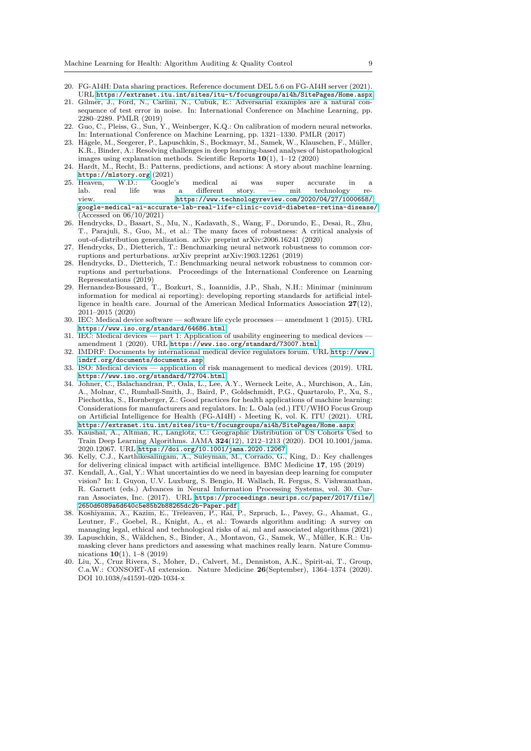20. FG-AI4H: Data sharing practices. Reference document DEL 5.6 on FG-AI4H server (2021). URL https://extranet.itu.int/sites/itu-t/focusgroups/ai4h/SitePages/Home.aspx
21. Gilmer, J., Ford, N., Carlini, N., Cubuk, E.: Adversarial examples are a natural consequence of test error in noise. In: International Conference on Machine Learning, pp. 2280–2289. PMLR (2019)
22. Guo, C., Pleiss, G., Sun, Y., Weinberger, K.Q.: On calibration of modern neural networks. In: International Conference on Machine Learning, pp. 1321–1330. PMLR (2017)
23. Hägele, M., Seegerer, P., Lapuschkin, S., Bockmayr, M., Samek, W., Klauschen, F., Müller, K.R., Binder, A.: Resolving challenges in deep learning-based analyses of histopathological images using explanation methods. Scientific Reports **10**(1), 1–12 (2020)
24. Hardt, M., Recht, B.: Patterns, predictions, and actions: A story about machine learning. https://mlstory.org (2021)
25. Heaven, W.D.: Google's medical ai was super accurate in a lab. real life was a different story. — mit technology review. https://www.technologyreview.com/2020/04/27/1000658/google-medical-ai-accurate-lab-real-life-clinic-covid-diabetes-retina-disease/ (Accessed on 06/10/2021)
26. Hendrycks, D., Basart, S., Mu, N., Kadavath, S., Wang, F., Dorundo, E., Desai, R., Zhu, T., Parajuli, S., Guo, M., et al.: The many faces of robustness: A critical analysis of out-of-distribution generalization. arXiv preprint arXiv:2006.16241 (2020)
27. Hendrycks, D., Dietterich, T.: Benchmarking neural network robustness to common corruptions and perturbations. arXiv preprint arXiv:1903.12261 (2019)
28. Hendrycks, D., Dietterich, T.: Benchmarking neural network robustness to common corruptions and perturbations. Proceedings of the International Conference on Learning Representations (2019)
29. Hernandez-Boussard, T., Bozkurt, S., Ioannidis, J.P., Shah, N.H.: Minimar (minimum information for medical ai reporting): developing reporting standards for artificial intelligence in health care. Journal of the American Medical Informatics Association **27**(12), 2011–2015 (2020)
30. IEC: Medical device software — software life cycle processes — amendment 1 (2015). URL https://www.iso.org/standard/64686.html
31. IEC: Medical devices — part 1: Application of usability engineering to medical devices — amendment 1 (2020). URL https://www.iso.org/standard/73007.html
32. IMDRF: Documents by international medical device regulators forum. URL http://www.imdrf.org/documents/documents.asp
33. ISO: Medical devices — application of risk management to medical devices (2019). URL https://www.iso.org/standard/72704.html
34. Johner, C., Balachandran, P., Oala, L., Lee, A.Y., Werneck Leite, A., Murchison, A., Lin, A., Molnar, C., Rumball-Smith, J., Baird, P., Goldschmidt, P.G., Quartarolo, P., Xu, S., Piechottka, S., Hornberger, Z.: Good practices for health applications of machine learning: Considerations for manufacturers and regulators. In: L. Oala (ed.) ITU/WHO Focus Group on Artificial Intelligence for Health (FG-AI4H) - Meeting K, vol. K. ITU (2021). URL https://extranet.itu.int/sites/itu-t/focusgroups/ai4h/SitePages/Home.aspx
35. Kaushal, A., Altman, R., Langlotz, C.: Geographic Distribution of US Cohorts Used to Train Deep Learning Algorithms. JAMA **324**(12), 1212–1213 (2020). DOI 10.1001/jama.2020.12067. URL https://doi.org/10.1001/jama.2020.12067
36. Kelly, C.J., Karthikesalingam, A., Suleyman, M., Corrado, G., King, D.: Key challenges for delivering clinical impact with artificial intelligence. BMC Medicine **17**, 195 (2019)
37. Kendall, A., Gal, Y.: What uncertainties do we need in bayesian deep learning for computer vision? In: I. Guyon, U.V. Luxburg, S. Bengio, H. Wallach, R. Fergus, S. Vishwanathan, R. Garnett (eds.) Advances in Neural Information Processing Systems, vol. 30. Curran Associates, Inc. (2017). URL https://proceedings.neurips.cc/paper/2017/file/2650d6089a6d640c5e85b2b88265dc2b-Paper.pdf
38. Koshiyama, A., Kazim, E., Treleaven, P., Rai, P., Szpruch, L., Pavey, G., Ahamat, G., Leutner, F., Goebel, R., Knight, A., et al.: Towards algorithm auditing: A survey on managing legal, ethical and technological risks of ai, ml and associated algorithms (2021)
39. Lapuschkin, S., Wäldchen, S., Binder, A., Montavon, G., Samek, W., Müller, K.R.: Unmasking clever hans predictors and assessing what machines really learn. Nature Communications **10**(1), 1–8 (2019)
40. Liu, X., Cruz Rivera, S., Moher, D., Calvert, M., Denniston, A.K., Spirit-ai, T., Group, C.a.W.: CONSORT-AI extension. Nature Medicine **26**(September), 1364–1374 (2020). DOI 10.1038/s41591-020-1034-x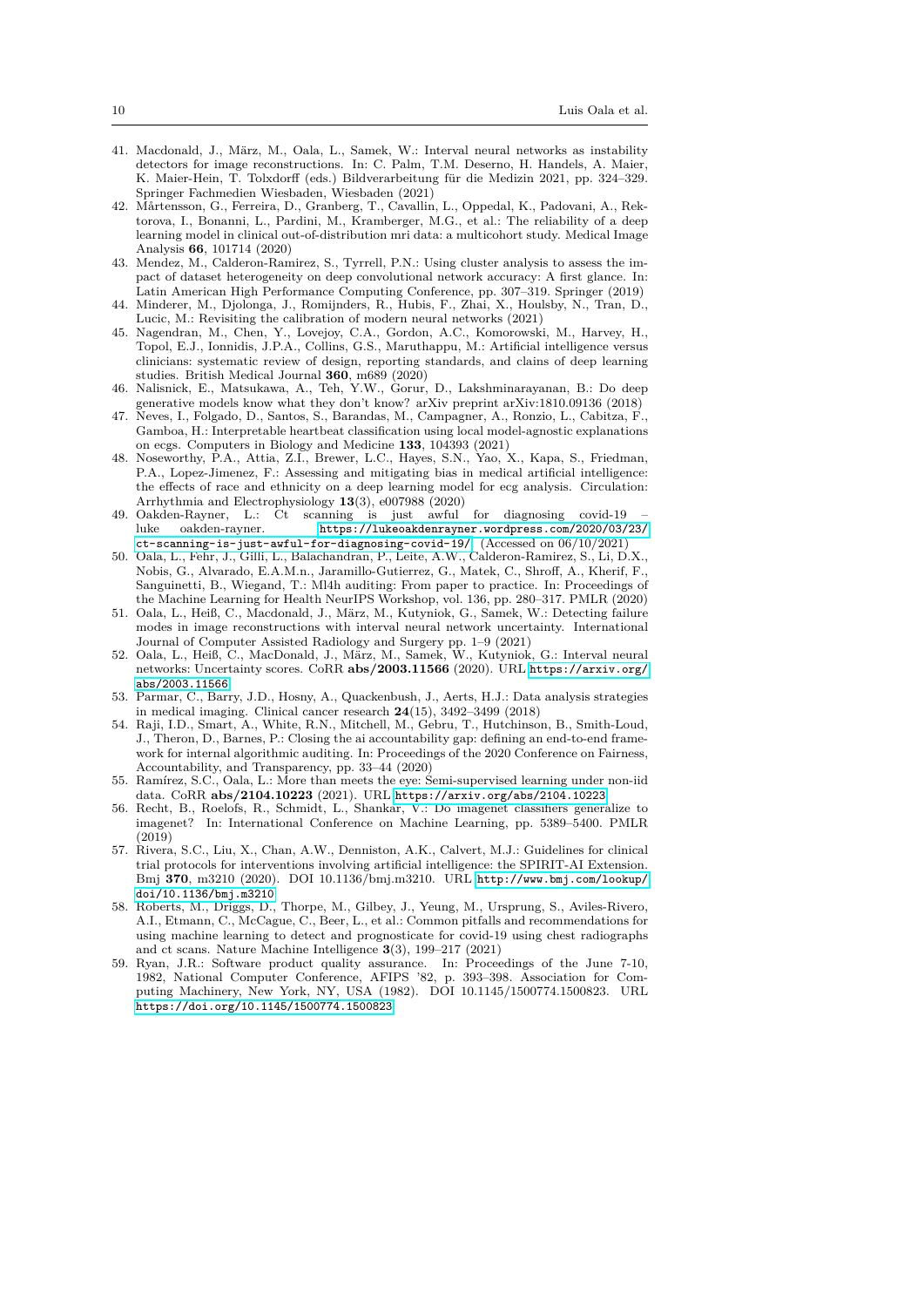41. Macdonald, J., März, M., Oala, L., Samek, W.: Interval neural networks as instability detectors for image reconstructions. In: C. Palm, T.M. Deserno, H. Handels, A. Maier, K. Maier-Hein, T. Tolxdorff (eds.) Bildverarbeitung für die Medizin 2021, pp. 324–329. Springer Fachmedien Wiesbaden, Wiesbaden (2021)
42. Mårtensson, G., Ferreira, D., Granberg, T., Cavallin, L., Oppedal, K., Padovani, A., Rektorova, I., Bonanni, L., Pardini, M., Kramberger, M.G., et al.: The reliability of a deep learning model in clinical out-of-distribution mri data: a multicohort study. Medical Image Analysis **66**, 101714 (2020)
43. Mendez, M., Calderon-Ramirez, S., Tyrrell, P.N.: Using cluster analysis to assess the impact of dataset heterogeneity on deep convolutional network accuracy: A first glance. In: Latin American High Performance Computing Conference, pp. 307–319. Springer (2019)
44. Minderer, M., Djolonga, J., Romijnders, R., Hubis, F., Zhai, X., Houlsby, N., Tran, D., Lucic, M.: Revisiting the calibration of modern neural networks (2021)
45. Nagendran, M., Chen, Y., Lovejoy, C.A., Gordon, A.C., Komorowski, M., Harvey, H., Topol, E.J., Ionnidis, J.P.A., Collins, G.S., Maruthappu, M.: Artificial intelligence versus clinicians: systematic review of design, reporting standards, and clains of deep learning studies. British Medical Journal **360**, m689 (2020)
46. Nalisnick, E., Matsukawa, A., Teh, Y.W., Gorur, D., Lakshminarayanan, B.: Do deep generative models know what they don't know? arXiv preprint arXiv:1810.09136 (2018)
47. Neves, I., Folgado, D., Santos, S., Barandas, M., Campagner, A., Ronzio, L., Cabitza, F., Gamboa, H.: Interpretable heartbeat classification using local model-agnostic explanations on ecgs. Computers in Biology and Medicine **133**, 104393 (2021)
48. Noseworthy, P.A., Attia, Z.I., Brewer, L.C., Hayes, S.N., Yao, X., Kapa, S., Friedman, P.A., Lopez-Jimenez, F.: Assessing and mitigating bias in medical artificial intelligence: the effects of race and ethnicity on a deep learning model for ecg analysis. Circulation: Arrhythmia and Electrophysiology **13**(3), e007988 (2020)
49. Oakden-Rayner, L.: Ct scanning is just awful for diagnosing covid-19 – luke oakden-rayner. https://lukeoakdenrayner.wordpress.com/2020/03/23/ct-scanning-is-just-awful-for-diagnosing-covid-19/. (Accessed on 06/10/2021)
50. Oala, L., Fehr, J., Gilli, L., Balachandran, P., Leite, A.W., Calderon-Ramirez, S., Li, D.X., Nobis, G., Alvarado, E.A.M.n., Jaramillo-Gutierrez, G., Matek, C., Shroff, A., Kherif, F., Sanguinetti, B., Wiegand, T.: Ml4h auditing: From paper to practice. In: Proceedings of the Machine Learning for Health NeurIPS Workshop, vol. 136, pp. 280–317. PMLR (2020)
51. Oala, L., Heiß, C., Macdonald, J., März, M., Kutyniok, G., Samek, W.: Detecting failure modes in image reconstructions with interval neural network uncertainty. International Journal of Computer Assisted Radiology and Surgery pp. 1–9 (2021)
52. Oala, L., Heiß, C., MacDonald, J., März, M., Samek, W., Kutyniok, G.: Interval neural networks: Uncertainty scores. CoRR **abs/2003.11566** (2020). URL https://arxiv.org/abs/2003.11566
53. Parmar, C., Barry, J.D., Hosny, A., Quackenbush, J., Aerts, H.J.: Data analysis strategies in medical imaging. Clinical cancer research **24**(15), 3492–3499 (2018)
54. Raji, I.D., Smart, A., White, R.N., Mitchell, M., Gebru, T., Hutchinson, B., Smith-Loud, J., Theron, D., Barnes, P.: Closing the ai accountability gap: defining an end-to-end framework for internal algorithmic auditing. In: Proceedings of the 2020 Conference on Fairness, Accountability, and Transparency, pp. 33–44 (2020)
55. Ramírez, S.C., Oala, L.: More than meets the eye: Semi-supervised learning under non-iid data. CoRR **abs/2104.10223** (2021). URL https://arxiv.org/abs/2104.10223
56. Recht, B., Roelofs, R., Schmidt, L., Shankar, V.: Do imagenet classifiers generalize to imagenet? In: International Conference on Machine Learning, pp. 5389–5400. PMLR (2019)
57. Rivera, S.C., Liu, X., Chan, A.W., Denniston, A.K., Calvert, M.J.: Guidelines for clinical trial protocols for interventions involving artificial intelligence: the SPIRIT-AI Extension. Bmj **370**, m3210 (2020). DOI 10.1136/bmj.m3210. URL http://www.bmj.com/lookup/doi/10.1136/bmj.m3210
58. Roberts, M., Driggs, D., Thorpe, M., Gilbey, J., Yeung, M., Ursprung, S., Aviles-Rivero, A.I., Etmann, C., McCague, C., Beer, L., et al.: Common pitfalls and recommendations for using machine learning to detect and prognosticate for covid-19 using chest radiographs and ct scans. Nature Machine Intelligence **3**(3), 199–217 (2021)
59. Ryan, J.R.: Software product quality assurance. In: Proceedings of the June 7-10, 1982, National Computer Conference, AFIPS '82, p. 393–398. Association for Computing Machinery, New York, NY, USA (1982). DOI 10.1145/1500774.1500823. URL https://doi.org/10.1145/1500774.1500823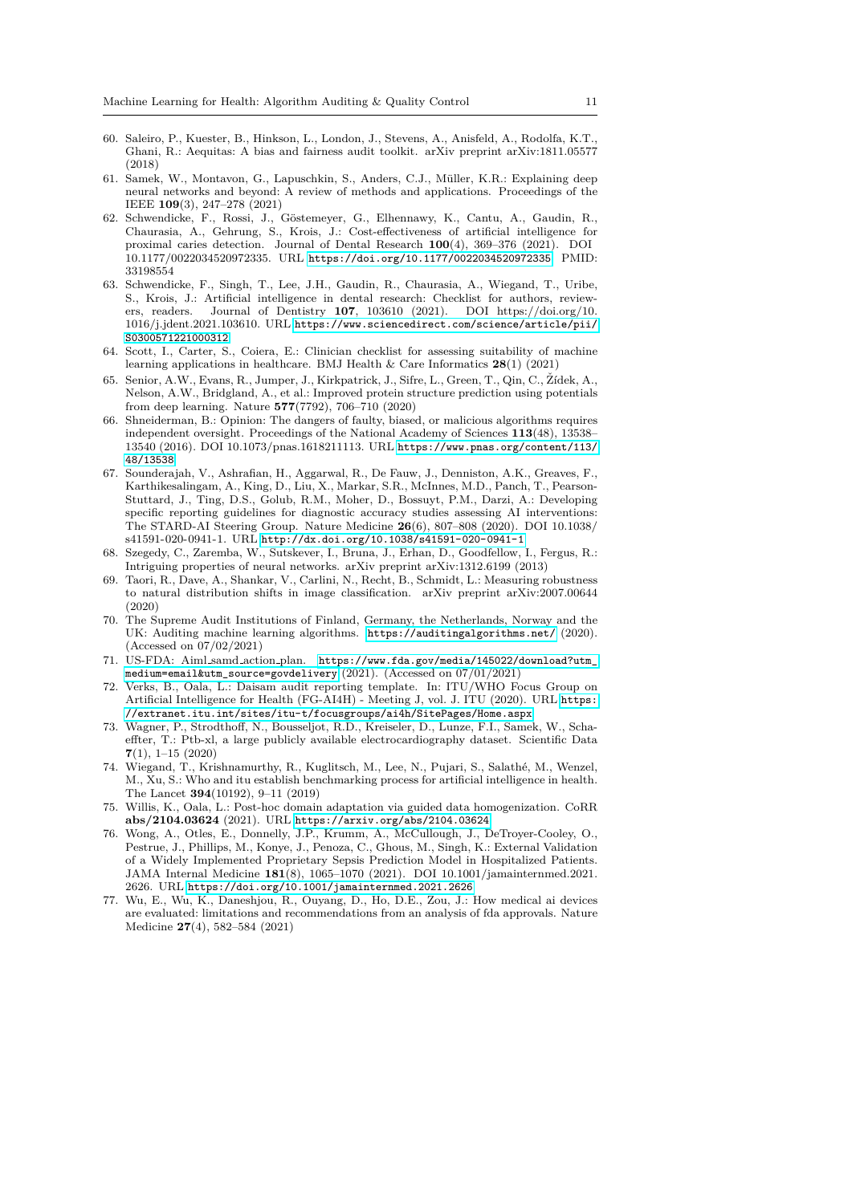60. Saleiro, P., Kuester, B., Hinkson, L., London, J., Stevens, A., Anisfeld, A., Rodolfa, K.T., Ghani, R.: Aequitas: A bias and fairness audit toolkit. arXiv preprint arXiv:1811.05577 (2018)
61. Samek, W., Montavon, G., Lapuschkin, S., Anders, C.J., Müller, K.R.: Explaining deep neural networks and beyond: A review of methods and applications. Proceedings of the IEEE **109**(3), 247–278 (2021)
62. Schwendicke, F., Rossi, J., Göstemeyer, G., Elhennawy, K., Cantu, A., Gaudin, R., Chaurasia, A., Gehrung, S., Krois, J.: Cost-effectiveness of artificial intelligence for proximal caries detection. Journal of Dental Research **100**(4), 369–376 (2021). DOI 10.1177/0022034520972335. URL https://doi.org/10.1177/0022034520972335. PMID: 33198554
63. Schwendicke, F., Singh, T., Lee, J.H., Gaudin, R., Chaurasia, A., Wiegand, T., Uribe, S., Krois, J.: Artificial intelligence in dental research: Checklist for authors, reviewers, readers. Journal of Dentistry **107**, 103610 (2021). DOI https://doi.org/10.1016/j.jdent.2021.103610. URL https://www.sciencedirect.com/science/article/pii/S0300571221000312
64. Scott, I., Carter, S., Coiera, E.: Clinician checklist for assessing suitability of machine learning applications in healthcare. BMJ Health & Care Informatics **28**(1) (2021)
65. Senior, A.W., Evans, R., Jumper, J., Kirkpatrick, J., Sifre, L., Green, T., Qin, C., Žídek, A., Nelson, A.W., Bridgland, A., et al.: Improved protein structure prediction using potentials from deep learning. Nature **577**(7792), 706–710 (2020)
66. Shneiderman, B.: Opinion: The dangers of faulty, biased, or malicious algorithms requires independent oversight. Proceedings of the National Academy of Sciences **113**(48), 13538–13540 (2016). DOI 10.1073/pnas.1618211113. URL https://www.pnas.org/content/113/48/13538
67. Sounderajah, V., Ashrafian, H., Aggarwal, R., De Fauw, J., Denniston, A.K., Greaves, F., Karthikesalingam, A., King, D., Liu, X., Markar, S.R., McInnes, M.D., Panch, T., Pearson-Stuttard, J., Ting, D.S., Golub, R.M., Moher, D., Bossuyt, P.M., Darzi, A.: Developing specific reporting guidelines for diagnostic accuracy studies assessing AI interventions: The STARD-AI Steering Group. Nature Medicine **26**(6), 807–808 (2020). DOI 10.1038/s41591-020-0941-1. URL http://dx.doi.org/10.1038/s41591-020-0941-1
68. Szegedy, C., Zaremba, W., Sutskever, I., Bruna, J., Erhan, D., Goodfellow, I., Fergus, R.: Intriguing properties of neural networks. arXiv preprint arXiv:1312.6199 (2013)
69. Taori, R., Dave, A., Shankar, V., Carlini, N., Recht, B., Schmidt, L.: Measuring robustness to natural distribution shifts in image classification. arXiv preprint arXiv:2007.00644 (2020)
70. The Supreme Audit Institutions of Finland, Germany, the Netherlands, Norway and the UK: Auditing machine learning algorithms. https://auditingalgorithms.net/ (2020). (Accessed on 07/02/2021)
71. US-FDA: Aiml_samd_action_plan. https://www.fda.gov/media/145022/download?utm_medium=email&utm_source=govdelivery (2021). (Accessed on 07/01/2021)
72. Verks, B., Oala, L.: Daisam audit reporting template. In: ITU/WHO Focus Group on Artificial Intelligence for Health (FG-AI4H) - Meeting J, vol. J. ITU (2020). URL https://extranet.itu.int/sites/itu-t/focusgroups/ai4h/SitePages/Home.aspx
73. Wagner, P., Strodthoff, N., Bousseljot, R.D., Kreiseler, D., Lunze, F.I., Samek, W., Schaeffter, T.: Ptb-xl, a large publicly available electrocardiography dataset. Scientific Data **7**(1), 1–15 (2020)
74. Wiegand, T., Krishnamurthy, R., Kuglitsch, M., Lee, N., Pujari, S., Salathé, M., Wenzel, M., Xu, S.: Who and itu establish benchmarking process for artificial intelligence in health. The Lancet **394**(10192), 9–11 (2019)
75. Willis, K., Oala, L.: Post-hoc domain adaptation via guided data homogenization. CoRR **abs/2104.03624** (2021). URL https://arxiv.org/abs/2104.03624
76. Wong, A., Otles, E., Donnelly, J.P., Krumm, A., McCullough, J., DeTroyer-Cooley, O., Pestrue, J., Phillips, M., Konye, J., Penoza, C., Ghous, M., Singh, K.: External Validation of a Widely Implemented Proprietary Sepsis Prediction Model in Hospitalized Patients. JAMA Internal Medicine **181**(8), 1065–1070 (2021). DOI 10.1001/jamainternmed.2021.2626. URL https://doi.org/10.1001/jamainternmed.2021.2626
77. Wu, E., Wu, K., Daneshjou, R., Ouyang, D., Ho, D.E., Zou, J.: How medical ai devices are evaluated: limitations and recommendations from an analysis of fda approvals. Nature Medicine **27**(4), 582–584 (2021)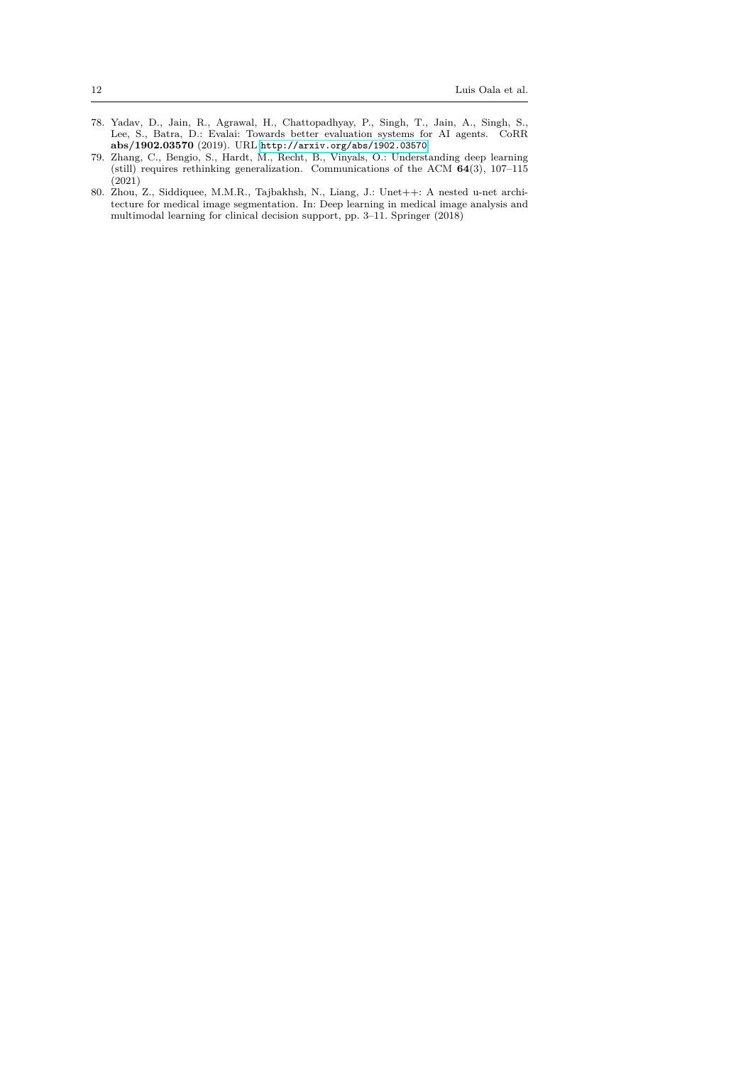78. Yadav, D., Jain, R., Agrawal, H., Chattopadhyay, P., Singh, T., Jain, A., Singh, S., Lee, S., Batra, D.: Evalai: Towards better evaluation systems for AI agents. CoRR **abs/1902.03570** (2019). URL http://arxiv.org/abs/1902.03570
79. Zhang, C., Bengio, S., Hardt, M., Recht, B., Vinyals, O.: Understanding deep learning (still) requires rethinking generalization. Communications of the ACM **64**(3), 107–115 (2021)
80. Zhou, Z., Siddiquee, M.M.R., Tajbakhsh, N., Liang, J.: Unet++: A nested u-net architecture for medical image segmentation. In: Deep learning in medical image analysis and multimodal learning for clinical decision support, pp. 3–11. Springer (2018)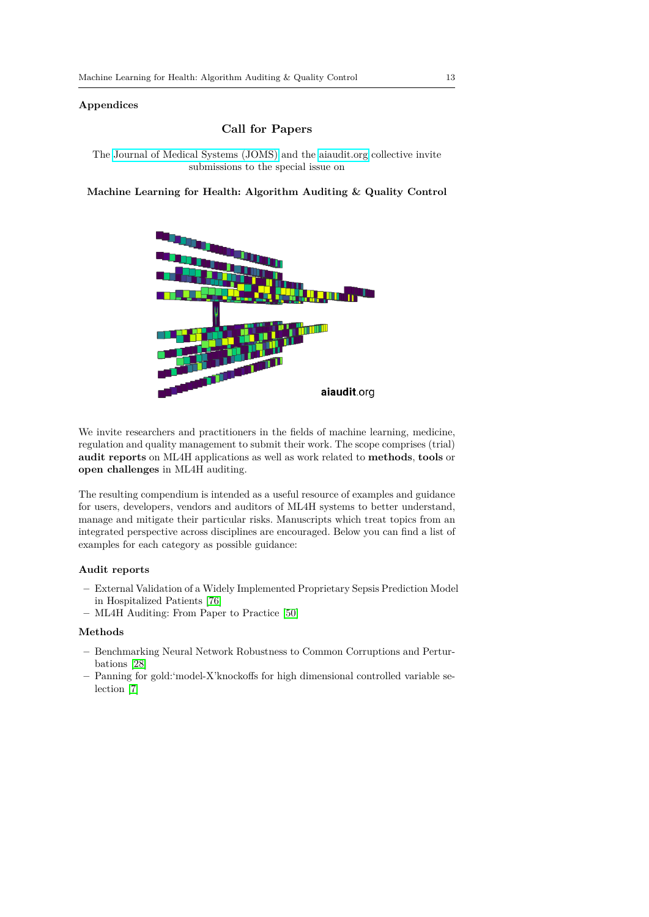## Appendices

### Call for Papers

The Journal of Medical Systems (JOMS) and the aiaudit.org collective invite submissions to the special issue on

**Machine Learning for Health: Algorithm Auditing & Quality Control**

We invite researchers and practitioners in the fields of machine learning, medicine, regulation and quality management to submit their work. The scope comprises (trial) **audit reports** on ML4H applications as well as work related to **methods**, **tools** or **open challenges** in ML4H auditing.

The resulting compendium is intended as a useful resource of examples and guidance for users, developers, vendors and auditors of ML4H systems to better understand, manage and mitigate their particular risks. Manuscripts which treat topics from an integrated perspective across disciplines are encouraged. Below you can find a list of examples for each category as possible guidance:

#### Audit reports

- External Validation of a Widely Implemented Proprietary Sepsis Prediction Model in Hospitalized Patients [76]
- ML4H Auditing: From Paper to Practice [50]

#### Methods

- Benchmarking Neural Network Robustness to Common Corruptions and Perturbations [28]
- Panning for gold:'model-X'knockoffs for high dimensional controlled variable selection [7]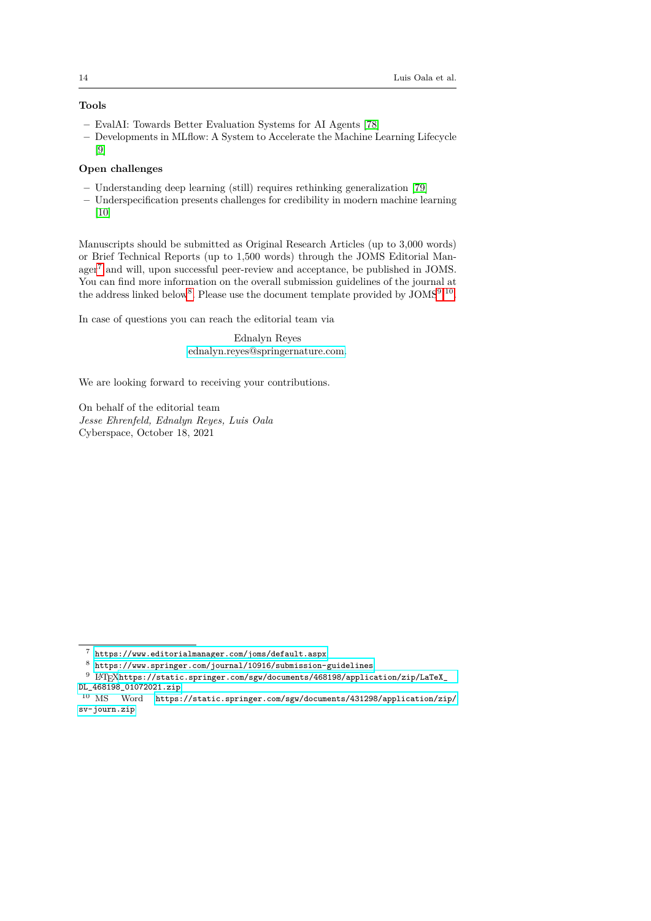**Tools**

- EvalAI: Towards Better Evaluation Systems for AI Agents [78]
- Developments in MLflow: A System to Accelerate the Machine Learning Lifecycle [9]

**Open challenges**

- Understanding deep learning (still) requires rethinking generalization [79]
- Underspecification presents challenges for credibility in modern machine learning [10]

Manuscripts should be submitted as Original Research Articles (up to 3,000 words) or Brief Technical Reports (up to 1,500 words) through the JOMS Editorial Manager[7] and will, upon successful peer-review and acceptance, be published in JOMS. You can find more information on the overall submission guidelines of the journal at the address linked below[8]. Please use the document template provided by JOMS[9][10].

In case of questions you can reach the editorial team via

Ednalyn Reyes
ednalyn.reyes@springernature.com.

We are looking forward to receiving your contributions.

On behalf of the editorial team
*Jesse Ehrenfeld, Ednalyn Reyes, Luis Oala*
Cyberspace, October 18, 2021

---

[7] https://www.editorialmanager.com/joms/default.aspx
[8] https://www.springer.com/journal/10916/submission-guidelines
[9] LaTeX https://static.springer.com/sgw/documents/468198/application/zip/LaTeX_DL_468198_01072021.zip
[10] MS Word https://static.springer.com/sgw/documents/431298/application/zip/sv-journ.zip